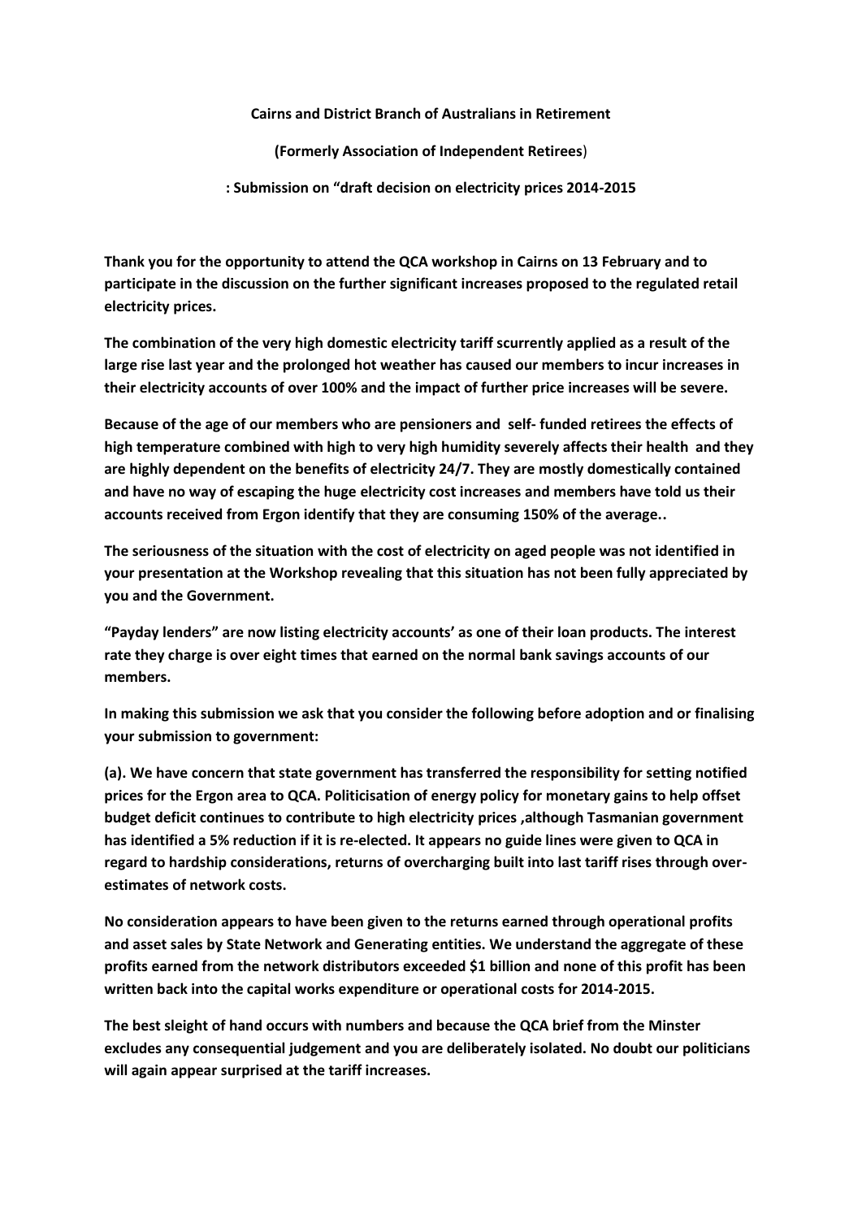**Cairns and District Branch of Australians in Retirement**

**(Formerly Association of Independent Retirees)**

**: Submission on "draft decision on electricity prices 2014-2015**

**Thank you for the opportunity to attend the QCA workshop in Cairns on 13 February and to participate in the discussion on the further significant increases proposed to the regulated retail electricity prices.**

**The combination of the very high domestic electricity tariff scurrently applied as a result of the large rise last year and the prolonged hot weather has caused our members to incur increases in their electricity accounts of over 100% and the impact of further price increases will be severe.**

**Because of the age of our members who are pensioners and self- funded retirees the effects of high temperature combined with high to very high humidity severely affects their health and they are highly dependent on the benefits of electricity 24/7. They are mostly domestically contained and have no way of escaping the huge electricity cost increases and members have told us their accounts received from Ergon identify that they are consuming 150% of the average..**

**The seriousness of the situation with the cost of electricity on aged people was not identified in your presentation at the Workshop revealing that this situation has not been fully appreciated by you and the Government.**

**"Payday lenders" are now listing electricity accounts' as one of their loan products. The interest rate they charge is over eight times that earned on the normal bank savings accounts of our members.**

**In making this submission we ask that you consider the following before adoption and or finalising your submission to government:**

**(a). We have concern that state government has transferred the responsibility for setting notified prices for the Ergon area to QCA. Politicisation of energy policy for monetary gains to help offset budget deficit continues to contribute to high electricity prices ,although Tasmanian government has identified a 5% reduction if it is re-elected. It appears no guide lines were given to QCA in regard to hardship considerations, returns of overcharging built into last tariff rises through over-estimates of network costs.**

**No consideration appears to have been given to the returns earned through operational profits and asset sales by State Network and Generating entities. We understand the aggregate of these profits earned from the network distributors exceeded $1 billion and none of this profit has been written back into the capital works expenditure or operational costs for 2014-2015.**

**The best sleight of hand occurs with numbers and because the QCA brief from the Minster excludes any consequential judgement and you are deliberately isolated. No doubt our politicians will again appear surprised at the tariff increases.**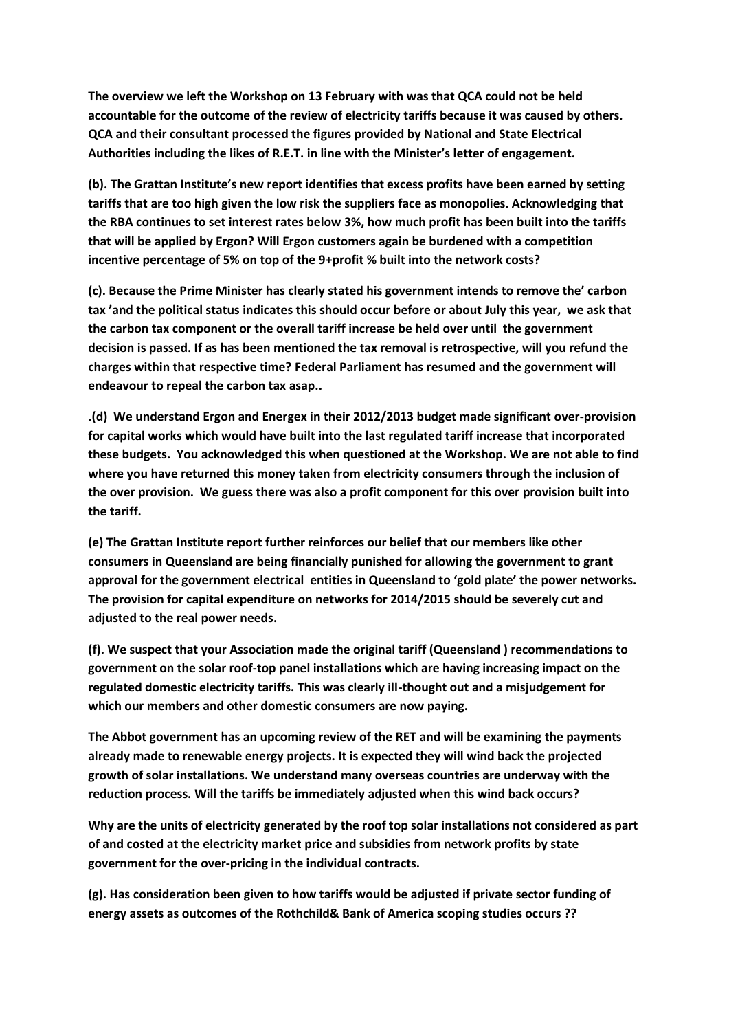**The overview we left the Workshop on 13 February with was that QCA could not be held accountable for the outcome of the review of electricity tariffs because it was caused by others. QCA and their consultant processed the figures provided by National and State Electrical Authorities including the likes of R.E.T. in line with the Minister's letter of engagement.**

**(b). The Grattan Institute's new report identifies that excess profits have been earned by setting tariffs that are too high given the low risk the suppliers face as monopolies. Acknowledging that the RBA continues to set interest rates below 3%, how much profit has been built into the tariffs that will be applied by Ergon? Will Ergon customers again be burdened with a competition incentive percentage of 5% on top of the 9+profit % built into the network costs?**

**(c). Because the Prime Minister has clearly stated his government intends to remove the' carbon tax 'and the political status indicates this should occur before or about July this year, we ask that the carbon tax component or the overall tariff increase be held over until the government decision is passed. If as has been mentioned the tax removal is retrospective, will you refund the charges within that respective time? Federal Parliament has resumed and the government will endeavour to repeal the carbon tax asap..**

**.(d) We understand Ergon and Energex in their 2012/2013 budget made significant over-provision for capital works which would have built into the last regulated tariff increase that incorporated these budgets. You acknowledged this when questioned at the Workshop. We are not able to find where you have returned this money taken from electricity consumers through the inclusion of the over provision. We guess there was also a profit component for this over provision built into the tariff.**

**(e) The Grattan Institute report further reinforces our belief that our members like other consumers in Queensland are being financially punished for allowing the government to grant approval for the government electrical entities in Queensland to 'gold plate' the power networks. The provision for capital expenditure on networks for 2014/2015 should be severely cut and adjusted to the real power needs.**

**(f). We suspect that your Association made the original tariff (Queensland ) recommendations to government on the solar roof-top panel installations which are having increasing impact on the regulated domestic electricity tariffs. This was clearly ill-thought out and a misjudgement for which our members and other domestic consumers are now paying.**

**The Abbot government has an upcoming review of the RET and will be examining the payments already made to renewable energy projects. It is expected they will wind back the projected growth of solar installations. We understand many overseas countries are underway with the reduction process. Will the tariffs be immediately adjusted when this wind back occurs?**

**Why are the units of electricity generated by the roof top solar installations not considered as part of and costed at the electricity market price and subsidies from network profits by state government for the over-pricing in the individual contracts.**

**(g). Has consideration been given to how tariffs would be adjusted if private sector funding of energy assets as outcomes of the Rothchild& Bank of America scoping studies occurs ??**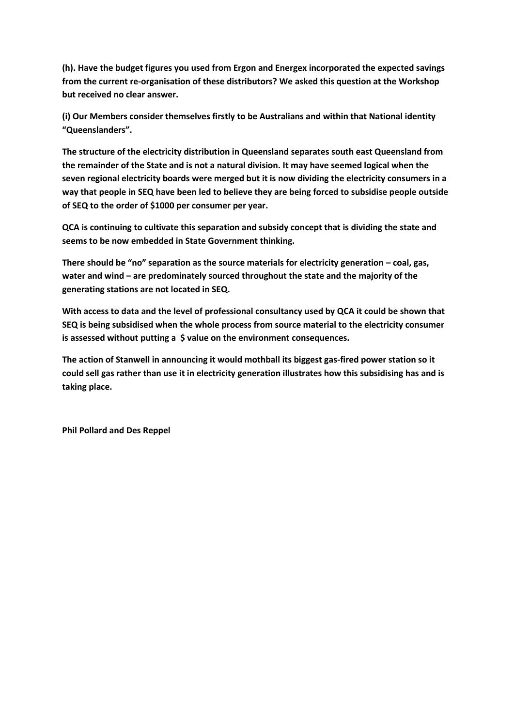**(h). Have the budget figures you used from Ergon and Energex incorporated the expected savings from the current re-organisation of these distributors? We asked this question at the Workshop but received no clear answer.**

**(i) Our Members consider themselves firstly to be Australians and within that National identity "Queenslanders".**

**The structure of the electricity distribution in Queensland separates south east Queensland from the remainder of the State and is not a natural division. It may have seemed logical when the seven regional electricity boards were merged but it is now dividing the electricity consumers in a way that people in SEQ have been led to believe they are being forced to subsidise people outside of SEQ to the order of $1000 per consumer per year.**

**QCA is continuing to cultivate this separation and subsidy concept that is dividing the state and seems to be now embedded in State Government thinking.**

**There should be "no" separation as the source materials for electricity generation – coal, gas, water and wind – are predominately sourced throughout the state and the majority of the generating stations are not located in SEQ.**

**With access to data and the level of professional consultancy used by QCA it could be shown that SEQ is being subsidised when the whole process from source material to the electricity consumer is assessed without putting a $ value on the environment consequences.**

**The action of Stanwell in announcing it would mothball its biggest gas-fired power station so it could sell gas rather than use it in electricity generation illustrates how this subsidising has and is taking place.**

**Phil Pollard and Des Reppel**